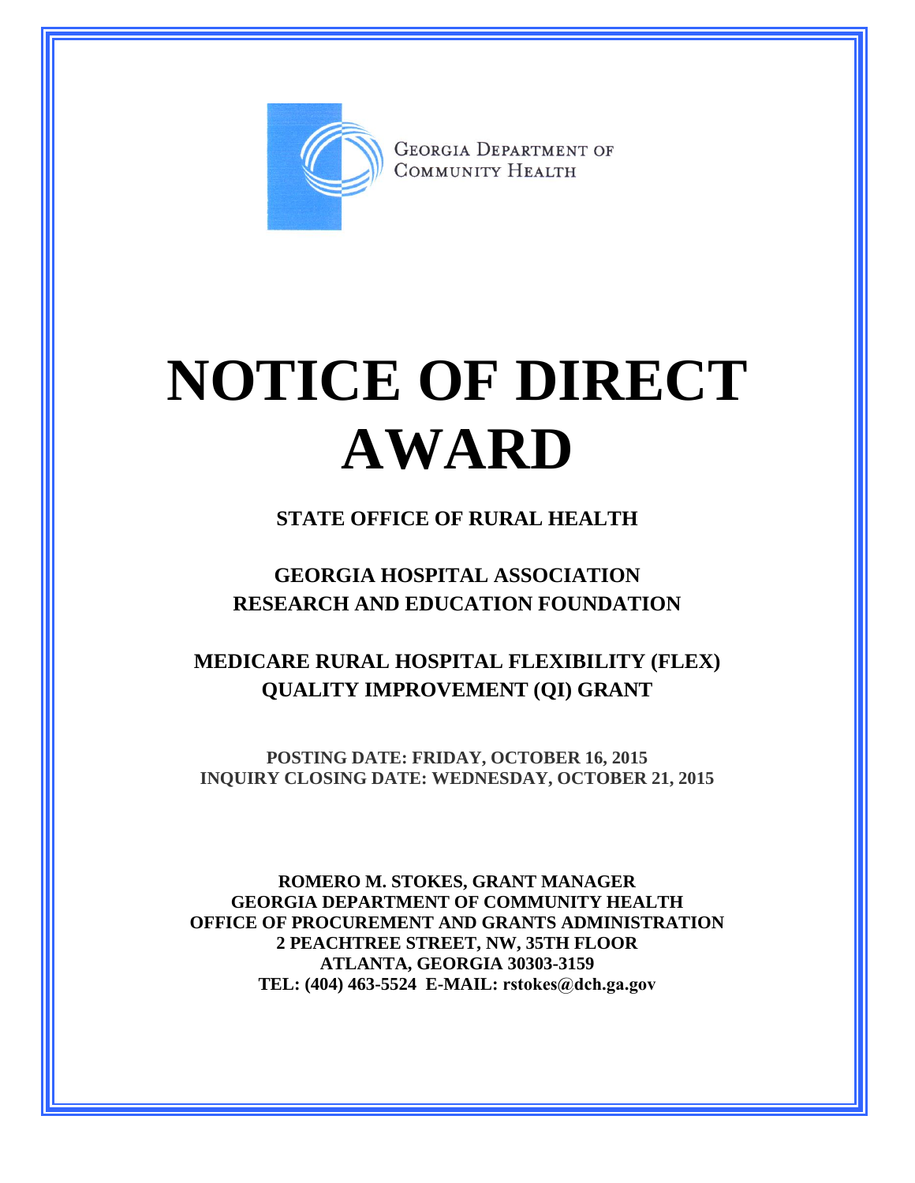GEORGIA DEPARTMENT OF COMMUNITY HEALTH

# NOTICE OF DIRECT AWARD

**STATE OFFICE OF RURAL HEALTH**

**GEORGIA HOSPITAL ASSOCIATION RESEARCH AND EDUCATION FOUNDATION**

**MEDICARE RURAL HOSPITAL FLEXIBILITY (FLEX) QUALITY IMPROVEMENT (QI) GRANT**

**POSTING DATE: FRIDAY, OCTOBER 16, 2015**
**INQUIRY CLOSING DATE: WEDNESDAY, OCTOBER 21, 2015**

**ROMERO M. STOKES, GRANT MANAGER**
**GEORGIA DEPARTMENT OF COMMUNITY HEALTH**
**OFFICE OF PROCUREMENT AND GRANTS ADMINISTRATION**
**2 PEACHTREE STREET, NW, 35TH FLOOR**
**ATLANTA, GEORGIA 30303-3159**
**TEL: (404) 463-5524 E-MAIL: rstokes@dch.ga.gov**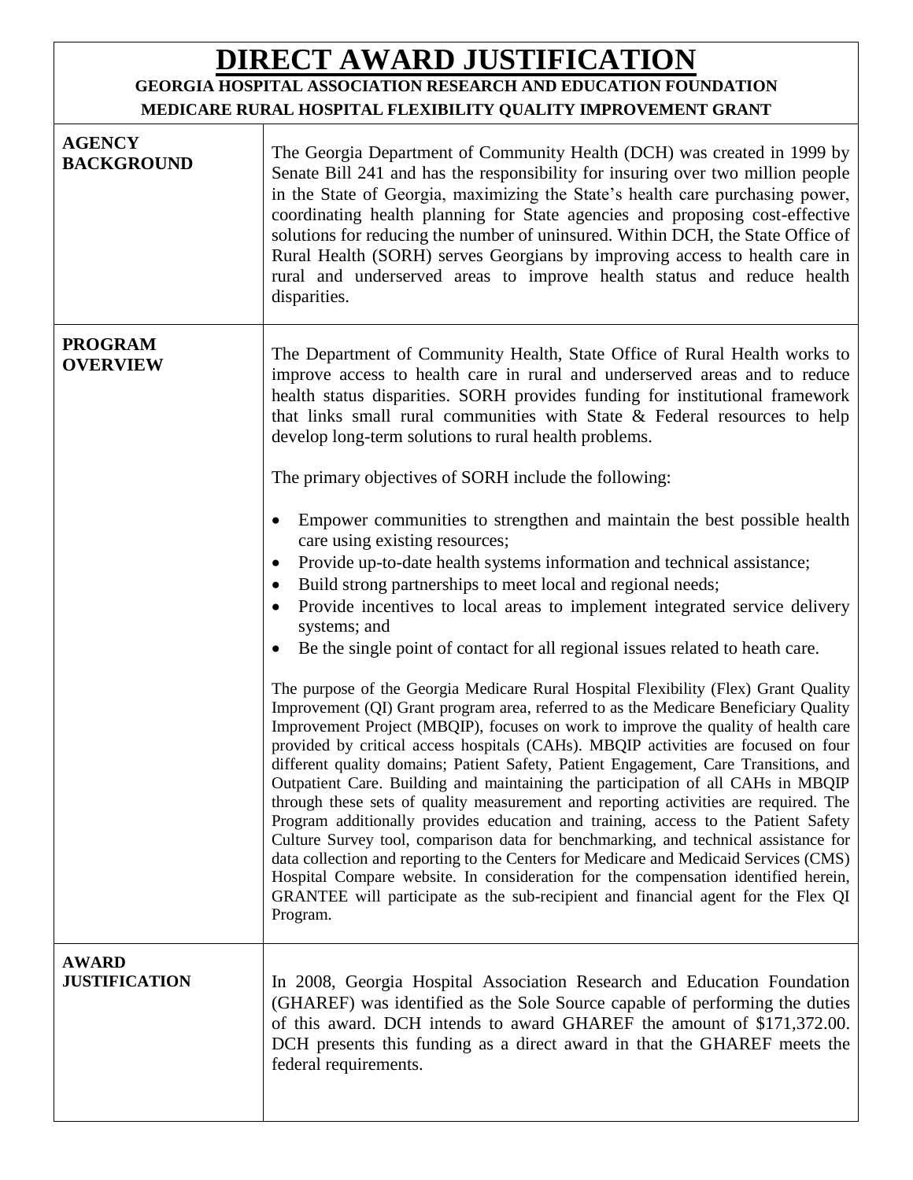# DIRECT AWARD JUSTIFICATION

**GEORGIA HOSPITAL ASSOCIATION RESEARCH AND EDUCATION FOUNDATION**

**MEDICARE RURAL HOSPITAL FLEXIBILITY QUALITY IMPROVEMENT GRANT**

| | |
|---|---|
| **AGENCY BACKGROUND** | The Georgia Department of Community Health (DCH) was created in 1999 by Senate Bill 241 and has the responsibility for insuring over two million people in the State of Georgia, maximizing the State's health care purchasing power, coordinating health planning for State agencies and proposing cost-effective solutions for reducing the number of uninsured. Within DCH, the State Office of Rural Health (SORH) serves Georgians by improving access to health care in rural and underserved areas to improve health status and reduce health disparities. |
| **PROGRAM OVERVIEW** | The Department of Community Health, State Office of Rural Health works to improve access to health care in rural and underserved areas and to reduce health status disparities. SORH provides funding for institutional framework that links small rural communities with State & Federal resources to help develop long-term solutions to rural health problems.<br><br>The primary objectives of SORH include the following:<br><br>• Empower communities to strengthen and maintain the best possible health care using existing resources;<br>• Provide up-to-date health systems information and technical assistance;<br>• Build strong partnerships to meet local and regional needs;<br>• Provide incentives to local areas to implement integrated service delivery systems; and<br>• Be the single point of contact for all regional issues related to heath care.<br><br>The purpose of the Georgia Medicare Rural Hospital Flexibility (Flex) Grant Quality Improvement (QI) Grant program area, referred to as the Medicare Beneficiary Quality Improvement Project (MBQIP), focuses on work to improve the quality of health care provided by critical access hospitals (CAHs). MBQIP activities are focused on four different quality domains; Patient Safety, Patient Engagement, Care Transitions, and Outpatient Care. Building and maintaining the participation of all CAHs in MBQIP through these sets of quality measurement and reporting activities are required. The Program additionally provides education and training, access to the Patient Safety Culture Survey tool, comparison data for benchmarking, and technical assistance for data collection and reporting to the Centers for Medicare and Medicaid Services (CMS) Hospital Compare website. In consideration for the compensation identified herein, GRANTEE will participate as the sub-recipient and financial agent for the Flex QI Program. |
| **AWARD JUSTIFICATION** | In 2008, Georgia Hospital Association Research and Education Foundation (GHAREF) was identified as the Sole Source capable of performing the duties of this award. DCH intends to award GHAREF the amount of $171,372.00. DCH presents this funding as a direct award in that the GHAREF meets the federal requirements. |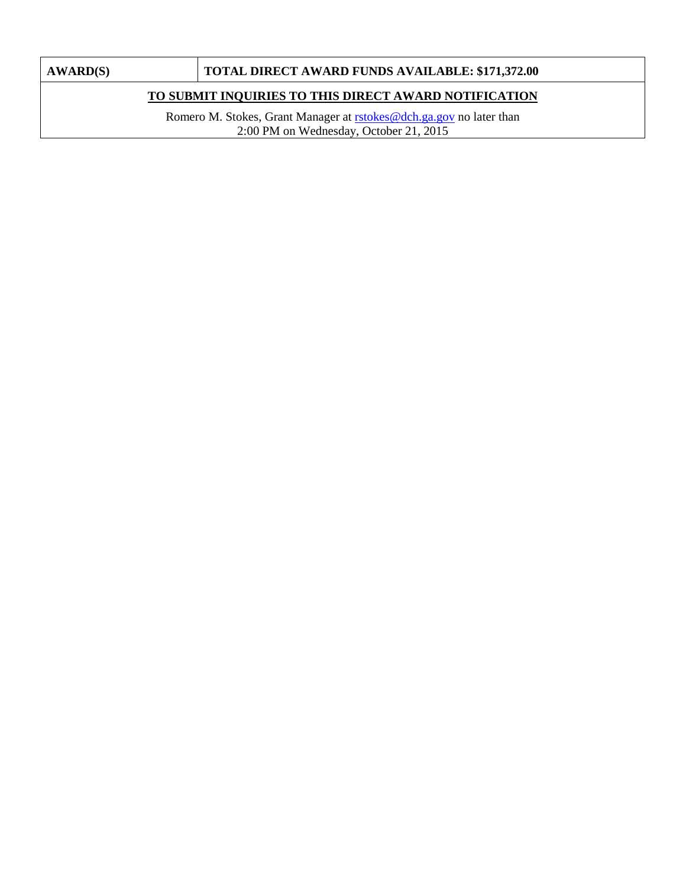| **AWARD(S)** | **TOTAL DIRECT AWARD FUNDS AVAILABLE: $171,372.00** |
| --- | --- |

**TO SUBMIT INQUIRIES TO THIS DIRECT AWARD NOTIFICATION**

Romero M. Stokes, Grant Manager at rstokes@dch.ga.gov no later than 2:00 PM on Wednesday, October 21, 2015